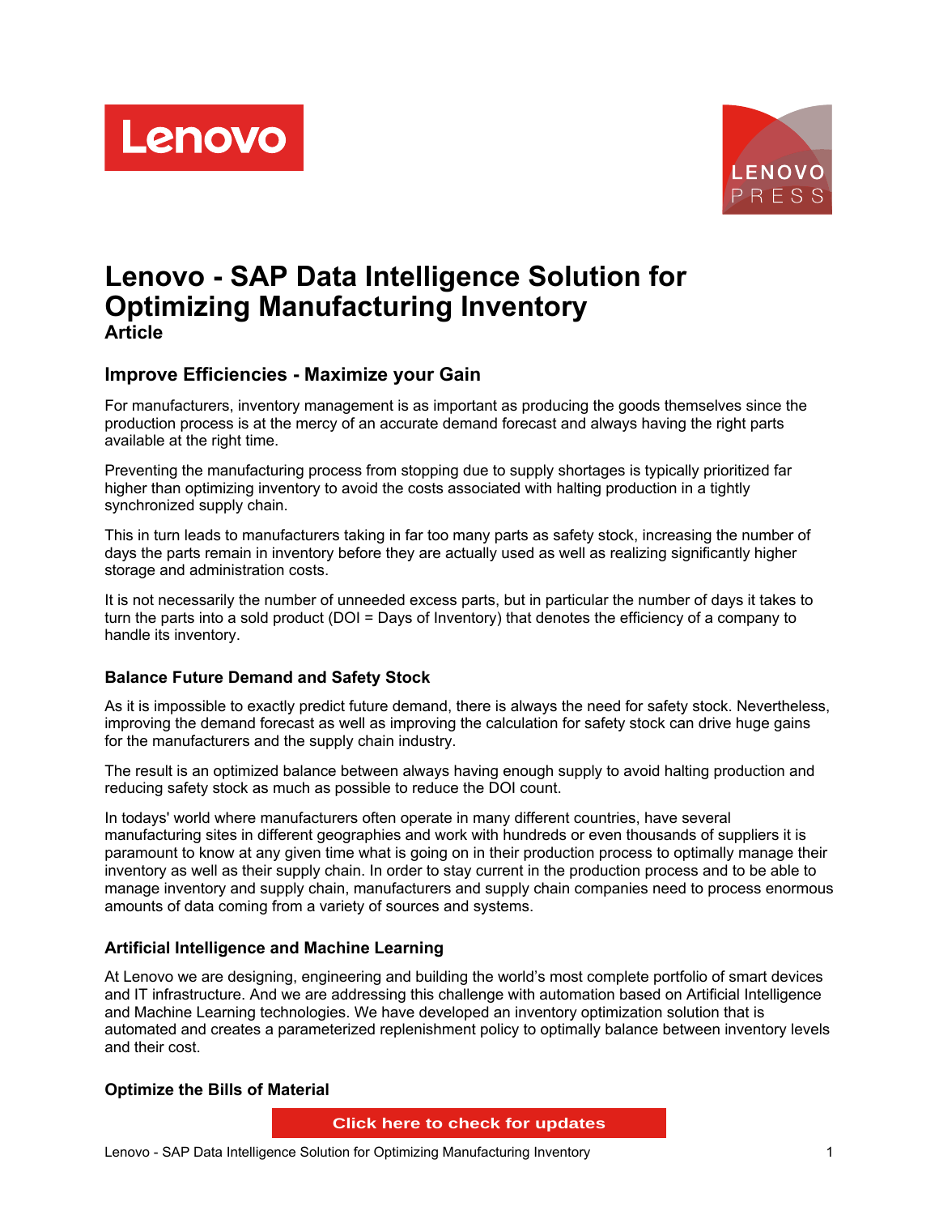# Lenovo - SAP Data Intelligence Solution for Optimizing Manufacturing Inventory

**Article**

## Improve Efficiencies - Maximize your Gain

For manufacturers, inventory management is as important as producing the goods themselves since the production process is at the mercy of an accurate demand forecast and always having the right parts available at the right time.

Preventing the manufacturing process from stopping due to supply shortages is typically prioritized far higher than optimizing inventory to avoid the costs associated with halting production in a tightly synchronized supply chain.

This in turn leads to manufacturers taking in far too many parts as safety stock, increasing the number of days the parts remain in inventory before they are actually used as well as realizing significantly higher storage and administration costs.

It is not necessarily the number of unneeded excess parts, but in particular the number of days it takes to turn the parts into a sold product (DOI = Days of Inventory) that denotes the efficiency of a company to handle its inventory.

### Balance Future Demand and Safety Stock

As it is impossible to exactly predict future demand, there is always the need for safety stock. Nevertheless, improving the demand forecast as well as improving the calculation for safety stock can drive huge gains for the manufacturers and the supply chain industry.

The result is an optimized balance between always having enough supply to avoid halting production and reducing safety stock as much as possible to reduce the DOI count.

In todays' world where manufacturers often operate in many different countries, have several manufacturing sites in different geographies and work with hundreds or even thousands of suppliers it is paramount to know at any given time what is going on in their production process to optimally manage their inventory as well as their supply chain. In order to stay current in the production process and to be able to manage inventory and supply chain, manufacturers and supply chain companies need to process enormous amounts of data coming from a variety of sources and systems.

### Artificial Intelligence and Machine Learning

At Lenovo we are designing, engineering and building the world's most complete portfolio of smart devices and IT infrastructure. And we are addressing this challenge with automation based on Artificial Intelligence and Machine Learning technologies. We have developed an inventory optimization solution that is automated and creates a parameterized replenishment policy to optimally balance between inventory levels and their cost.

### Optimize the Bills of Material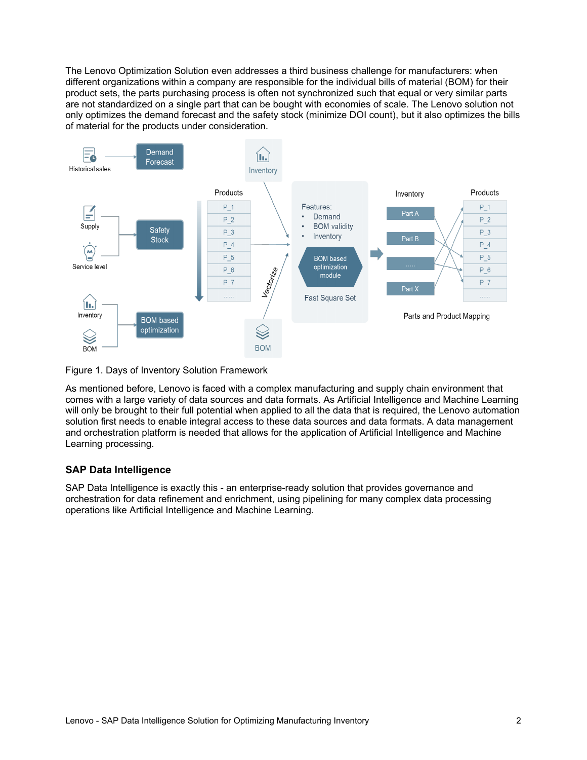The Lenovo Optimization Solution even addresses a third business challenge for manufacturers: when different organizations within a company are responsible for the individual bills of material (BOM) for their product sets, the parts purchasing process is often not synchronized such that equal or very similar parts are not standardized on a single part that can be bought with economies of scale. The Lenovo solution not only optimizes the demand forecast and the safety stock (minimize DOI count), but it also optimizes the bills of material for the products under consideration.

Figure 1. Days of Inventory Solution Framework

As mentioned before, Lenovo is faced with a complex manufacturing and supply chain environment that comes with a large variety of data sources and data formats. As Artificial Intelligence and Machine Learning will only be brought to their full potential when applied to all the data that is required, the Lenovo automation solution first needs to enable integral access to these data sources and data formats. A data management and orchestration platform is needed that allows for the application of Artificial Intelligence and Machine Learning processing.

## SAP Data Intelligence

SAP Data Intelligence is exactly this - an enterprise-ready solution that provides governance and orchestration for data refinement and enrichment, using pipelining for many complex data processing operations like Artificial Intelligence and Machine Learning.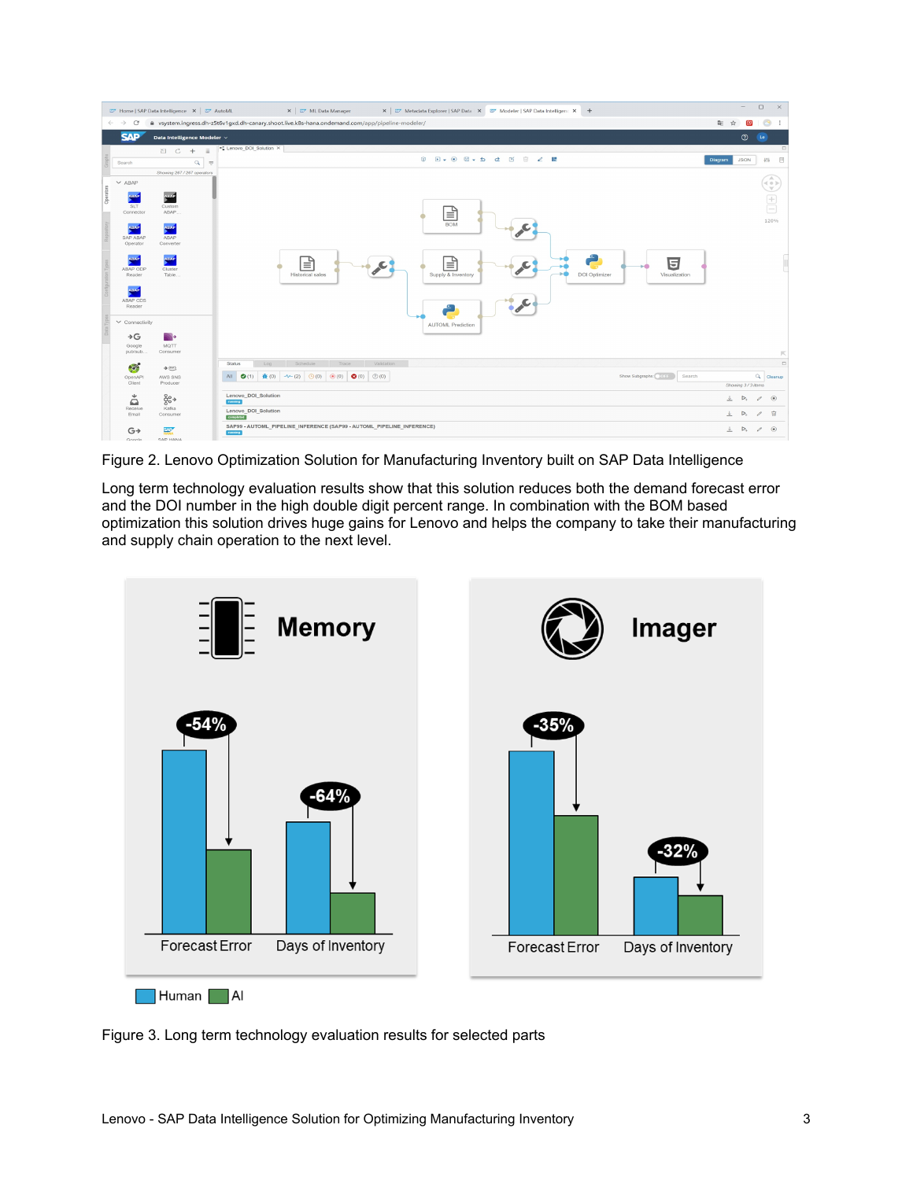Figure 2. Lenovo Optimization Solution for Manufacturing Inventory built on SAP Data Intelligence

Long term technology evaluation results show that this solution reduces both the demand forecast error and the DOI number in the high double digit percent range. In combination with the BOM based optimization this solution drives huge gains for Lenovo and helps the company to take their manufacturing and supply chain operation to the next level.

Figure 3. Long term technology evaluation results for selected parts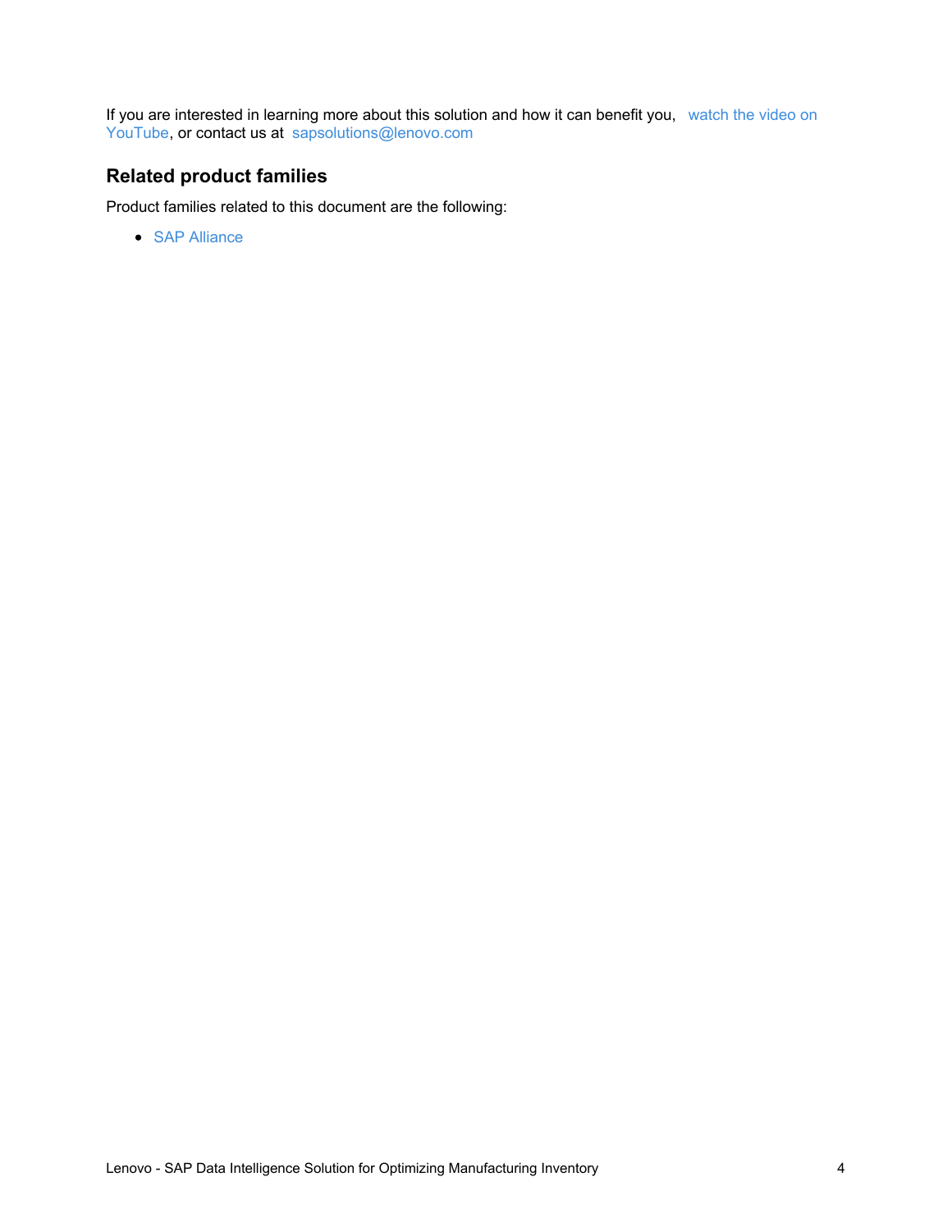If you are interested in learning more about this solution and how it can benefit you, watch the video on YouTube, or contact us at sapsolutions@lenovo.com

## Related product families

Product families related to this document are the following:

- SAP Alliance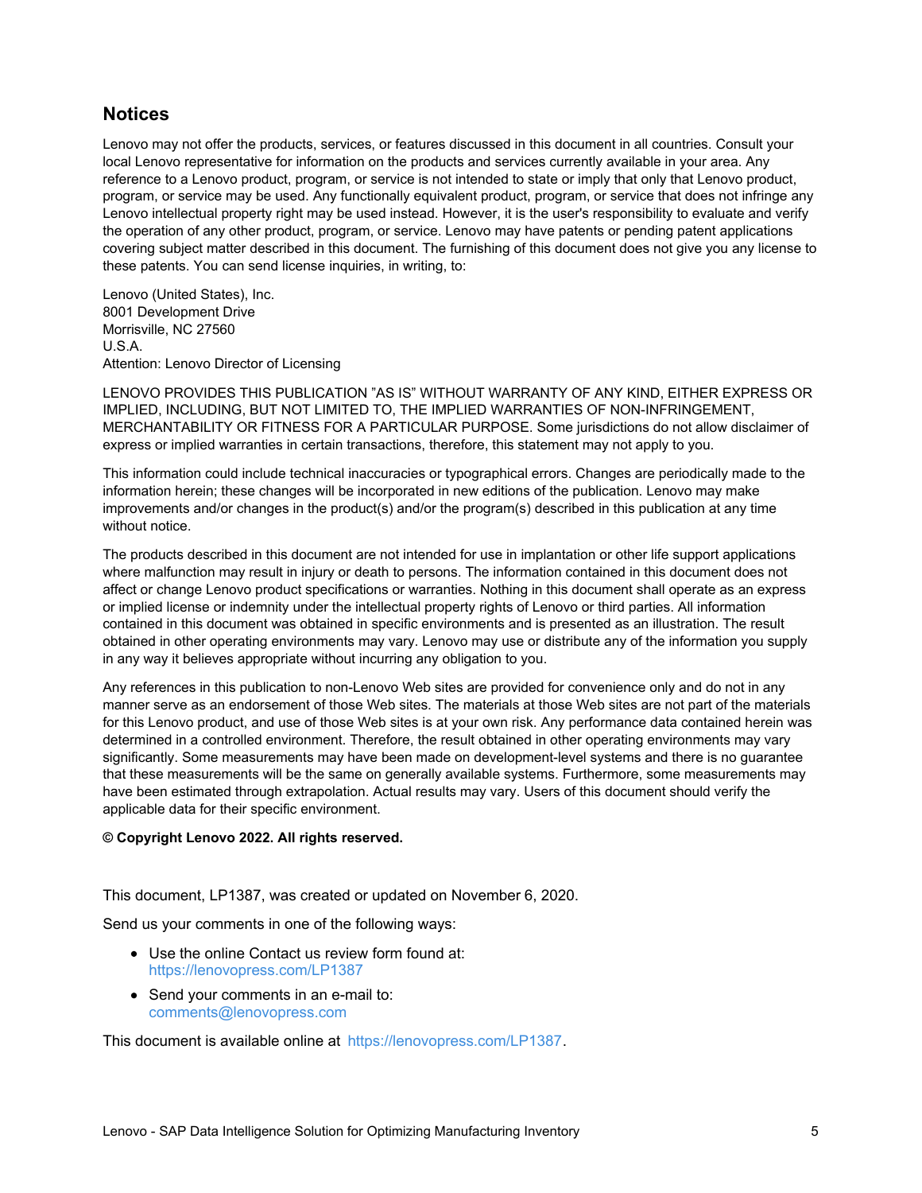## Notices

Lenovo may not offer the products, services, or features discussed in this document in all countries. Consult your local Lenovo representative for information on the products and services currently available in your area. Any reference to a Lenovo product, program, or service is not intended to state or imply that only that Lenovo product, program, or service may be used. Any functionally equivalent product, program, or service that does not infringe any Lenovo intellectual property right may be used instead. However, it is the user's responsibility to evaluate and verify the operation of any other product, program, or service. Lenovo may have patents or pending patent applications covering subject matter described in this document. The furnishing of this document does not give you any license to these patents. You can send license inquiries, in writing, to:

Lenovo (United States), Inc.
8001 Development Drive
Morrisville, NC 27560
U.S.A.
Attention: Lenovo Director of Licensing

LENOVO PROVIDES THIS PUBLICATION "AS IS" WITHOUT WARRANTY OF ANY KIND, EITHER EXPRESS OR IMPLIED, INCLUDING, BUT NOT LIMITED TO, THE IMPLIED WARRANTIES OF NON-INFRINGEMENT, MERCHANTABILITY OR FITNESS FOR A PARTICULAR PURPOSE. Some jurisdictions do not allow disclaimer of express or implied warranties in certain transactions, therefore, this statement may not apply to you.

This information could include technical inaccuracies or typographical errors. Changes are periodically made to the information herein; these changes will be incorporated in new editions of the publication. Lenovo may make improvements and/or changes in the product(s) and/or the program(s) described in this publication at any time without notice.

The products described in this document are not intended for use in implantation or other life support applications where malfunction may result in injury or death to persons. The information contained in this document does not affect or change Lenovo product specifications or warranties. Nothing in this document shall operate as an express or implied license or indemnity under the intellectual property rights of Lenovo or third parties. All information contained in this document was obtained in specific environments and is presented as an illustration. The result obtained in other operating environments may vary. Lenovo may use or distribute any of the information you supply in any way it believes appropriate without incurring any obligation to you.

Any references in this publication to non-Lenovo Web sites are provided for convenience only and do not in any manner serve as an endorsement of those Web sites. The materials at those Web sites are not part of the materials for this Lenovo product, and use of those Web sites is at your own risk. Any performance data contained herein was determined in a controlled environment. Therefore, the result obtained in other operating environments may vary significantly. Some measurements may have been made on development-level systems and there is no guarantee that these measurements will be the same on generally available systems. Furthermore, some measurements may have been estimated through extrapolation. Actual results may vary. Users of this document should verify the applicable data for their specific environment.

**© Copyright Lenovo 2022. All rights reserved.**

This document, LP1387, was created or updated on November 6, 2020.

Send us your comments in one of the following ways:

- Use the online Contact us review form found at:
  https://lenovopress.com/LP1387
- Send your comments in an e-mail to:
  comments@lenovopress.com

This document is available online at https://lenovopress.com/LP1387.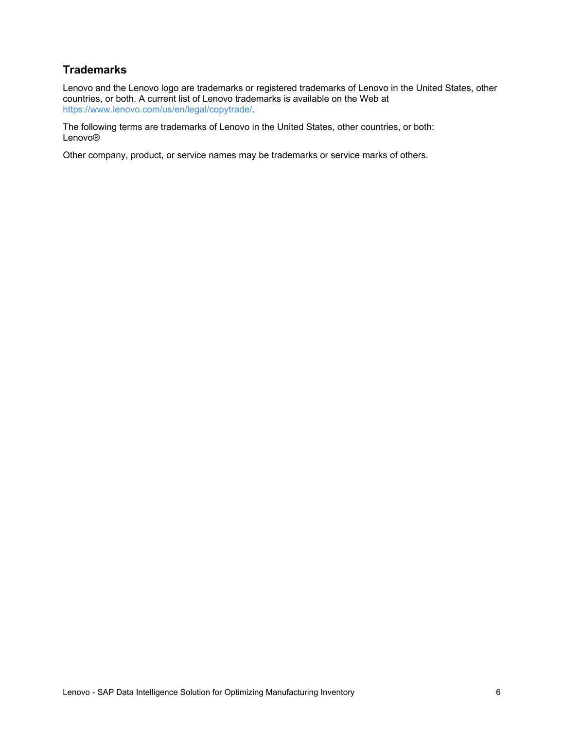## Trademarks

Lenovo and the Lenovo logo are trademarks or registered trademarks of Lenovo in the United States, other countries, or both. A current list of Lenovo trademarks is available on the Web at https://www.lenovo.com/us/en/legal/copytrade/.

The following terms are trademarks of Lenovo in the United States, other countries, or both:
Lenovo®

Other company, product, or service names may be trademarks or service marks of others.